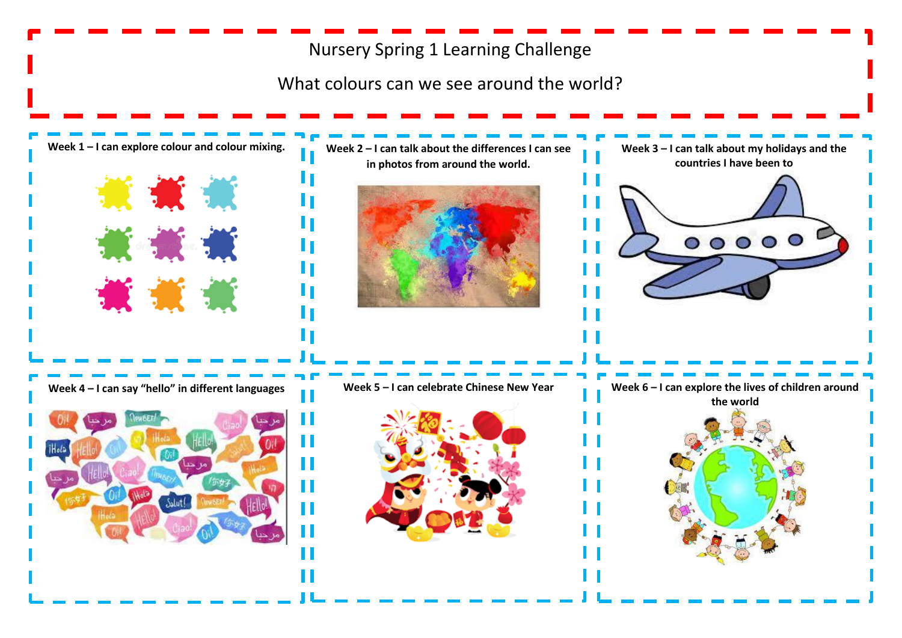# Nursery Spring 1 Learning Challenge

## What colours can we see around the world?

**Week 1 – I can explore colour and colour mixing.**

**Week 2 – I can talk about the differences I can see in photos from around the world.**

**Week 3 – I can talk about my holidays and the countries I have been to**

**Week 4 – I can say "hello" in different languages**

**Week 5 – I can celebrate Chinese New Year**

**Week 6 – I can explore the lives of children around the world**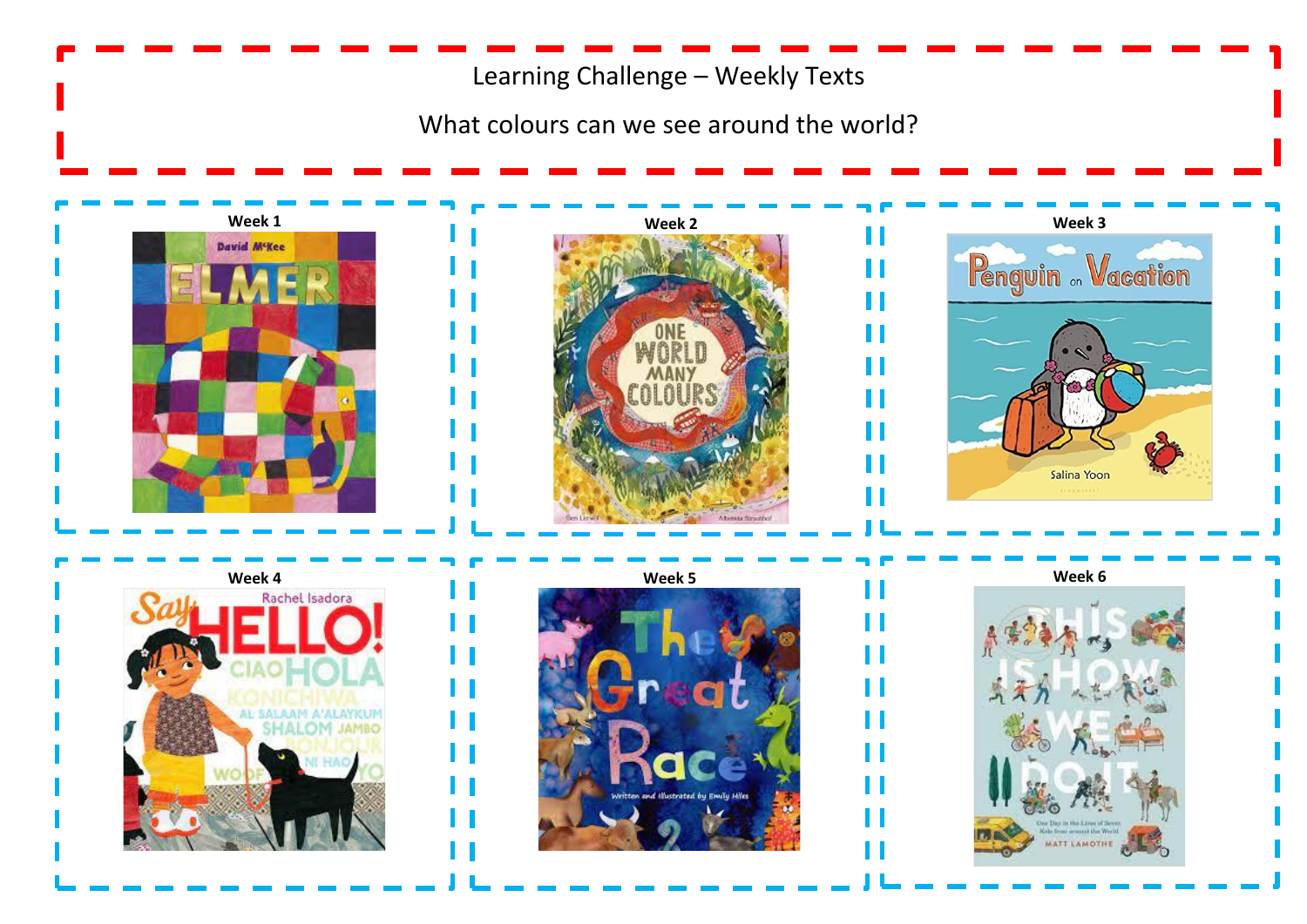Learning Challenge – Weekly Texts

What colours can we see around the world?

| Week 1 | Week 2 | Week 3 |
| --- | --- | --- |
| Elmer – David McKee | One World Many Colours – Ben Lerwill, Alhassan Struthers | Penguin on Vacation – Salina Yoon |

| Week 4 | Week 5 | Week 6 |
| --- | --- | --- |
| Say Hello! – Rachel Isadora | The Great Race – Written and illustrated by Emily Hiles | This Is How We Do It: One Day in the Lives of Seven Kids from around the World – Matt Lamothe |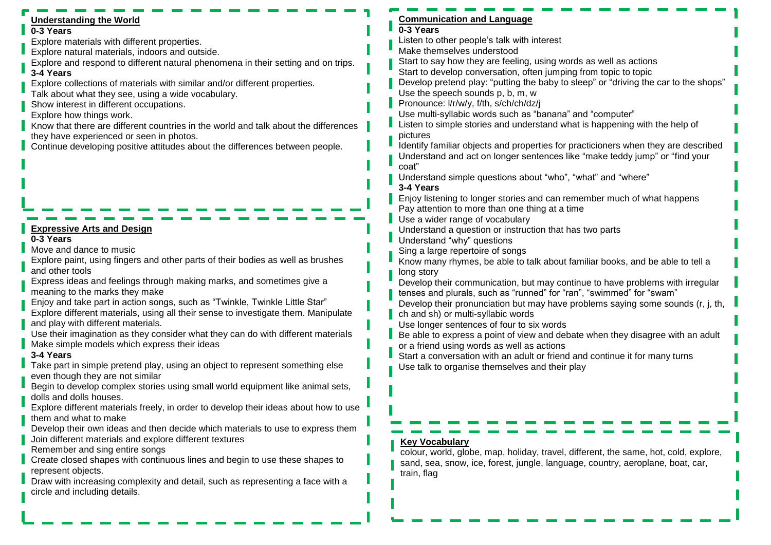## Understanding the World

**0-3 Years**

Explore materials with different properties.
Explore natural materials, indoors and outside.
Explore and respond to different natural phenomena in their setting and on trips.

**3-4 Years**

Explore collections of materials with similar and/or different properties.
Talk about what they see, using a wide vocabulary.
Show interest in different occupations.
Explore how things work.
Know that there are different countries in the world and talk about the differences they have experienced or seen in photos.
Continue developing positive attitudes about the differences between people.

## Expressive Arts and Design

**0-3 Years**

Move and dance to music
Explore paint, using fingers and other parts of their bodies as well as brushes and other tools
Express ideas and feelings through making marks, and sometimes give a meaning to the marks they make
Enjoy and take part in action songs, such as "Twinkle, Twinkle Little Star"
Explore different materials, using all their sense to investigate them. Manipulate and play with different materials.
Use their imagination as they consider what they can do with different materials
Make simple models which express their ideas

**3-4 Years**

Take part in simple pretend play, using an object to represent something else even though they are not similar
Begin to develop complex stories using small world equipment like animal sets, dolls and dolls houses.
Explore different materials freely, in order to develop their ideas about how to use them and what to make
Develop their own ideas and then decide which materials to use to express them
Join different materials and explore different textures
Remember and sing entire songs
Create closed shapes with continuous lines and begin to use these shapes to represent objects.
Draw with increasing complexity and detail, such as representing a face with a circle and including details.

## Communication and Language

**0-3 Years**

Listen to other people's talk with interest
Make themselves understood
Start to say how they are feeling, using words as well as actions
Start to develop conversation, often jumping from topic to topic
Develop pretend play: "putting the baby to sleep" or "driving the car to the shops"
Use the speech sounds p, b, m, w
Pronounce: l/r/w/y, f/th, s/ch/ch/dz/j
Use multi-syllabic words such as "banana" and "computer"
Listen to simple stories and understand what is happening with the help of pictures
Identify familiar objects and properties for practicioners when they are described
Understand and act on longer sentences like "make teddy jump" or "find your coat"
Understand simple questions about "who", "what" and "where"

**3-4 Years**

Enjoy listening to longer stories and can remember much of what happens
Pay attention to more than one thing at a time
Use a wider range of vocabulary
Understand a question or instruction that has two parts
Understand "why" questions
Sing a large repertoire of songs
Know many rhymes, be able to talk about familiar books, and be able to tell a long story
Develop their communication, but may continue to have problems with irregular tenses and plurals, such as "runned" for "ran", "swimmed" for "swam"
Develop their pronunciation but may have problems saying some sounds (r, j, th, ch and sh) or multi-syllabic words
Use longer sentences of four to six words
Be able to express a point of view and debate when they disagree with an adult or a friend using words as well as actions
Start a conversation with an adult or friend and continue it for many turns
Use talk to organise themselves and their play

## Key Vocabulary

colour, world, globe, map, holiday, travel, different, the same, hot, cold, explore, sand, sea, snow, ice, forest, jungle, language, country, aeroplane, boat, car, train, flag